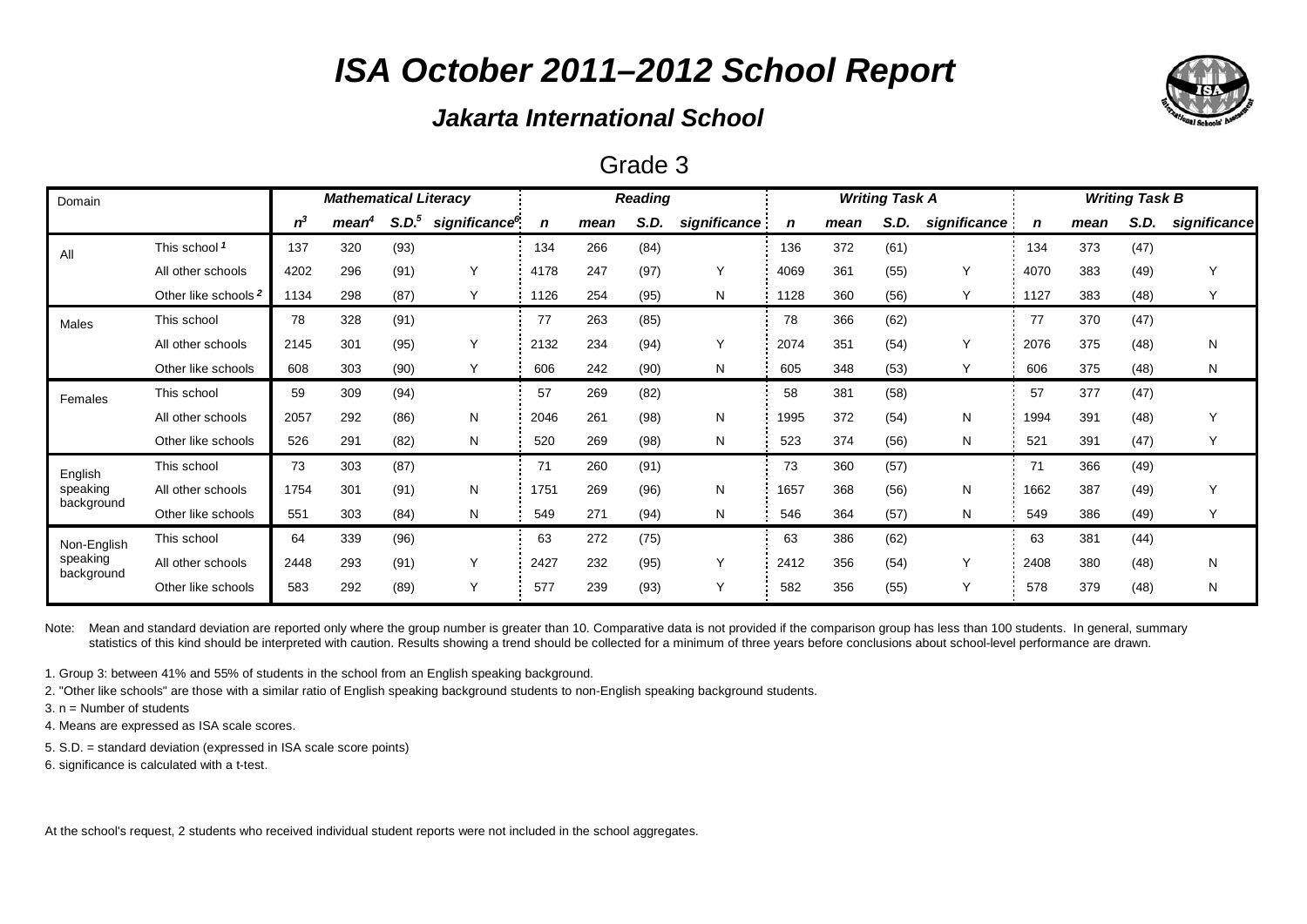# ISA October 2011–2012 School Report

### Jakarta International School

## Grade 3

| Domain | | Mathematical Literacy | | | | Reading | | | | Writing Task A | | | | Writing Task B | | | |
|---|---|---|---|---|---|---|---|---|---|---|---|---|---|---|---|---|---|
| | | $n^3$ | mean[4] | S.D.[5] | significance[6] | n | mean | S.D. | significance | n | mean | S.D. | significance | n | mean | S.D. | significance |
| All | This school[1] | 137 | 320 | (93) | | 134 | 266 | (84) | | 136 | 372 | (61) | | 134 | 373 | (47) | |
| | All other schools | 4202 | 296 | (91) | Y | 4178 | 247 | (97) | Y | 4069 | 361 | (55) | Y | 4070 | 383 | (49) | Y |
| | Other like schools[2] | 1134 | 298 | (87) | Y | 1126 | 254 | (95) | N | 1128 | 360 | (56) | Y | 1127 | 383 | (48) | Y |
| Males | This school | 78 | 328 | (91) | | 77 | 263 | (85) | | 78 | 366 | (62) | | 77 | 370 | (47) | |
| | All other schools | 2145 | 301 | (95) | Y | 2132 | 234 | (94) | Y | 2074 | 351 | (54) | Y | 2076 | 375 | (48) | N |
| | Other like schools | 608 | 303 | (90) | Y | 606 | 242 | (90) | N | 605 | 348 | (53) | Y | 606 | 375 | (48) | N |
| Females | This school | 59 | 309 | (94) | | 57 | 269 | (82) | | 58 | 381 | (58) | | 57 | 377 | (47) | |
| | All other schools | 2057 | 292 | (86) | N | 2046 | 261 | (98) | N | 1995 | 372 | (54) | N | 1994 | 391 | (48) | Y |
| | Other like schools | 526 | 291 | (82) | N | 520 | 269 | (98) | N | 523 | 374 | (56) | N | 521 | 391 | (47) | Y |
| English speaking background | This school | 73 | 303 | (87) | | 71 | 260 | (91) | | 73 | 360 | (57) | | 71 | 366 | (49) | |
| | All other schools | 1754 | 301 | (91) | N | 1751 | 269 | (96) | N | 1657 | 368 | (56) | N | 1662 | 387 | (49) | Y |
| | Other like schools | 551 | 303 | (84) | N | 549 | 271 | (94) | N | 546 | 364 | (57) | N | 549 | 386 | (49) | Y |
| Non-English speaking background | This school | 64 | 339 | (96) | | 63 | 272 | (75) | | 63 | 386 | (62) | | 63 | 381 | (44) | |
| | All other schools | 2448 | 293 | (91) | Y | 2427 | 232 | (95) | Y | 2412 | 356 | (54) | Y | 2408 | 380 | (48) | N |
| | Other like schools | 583 | 292 | (89) | Y | 577 | 239 | (93) | Y | 582 | 356 | (55) | Y | 578 | 379 | (48) | N |

Note: Mean and standard deviation are reported only where the group number is greater than 10. Comparative data is not provided if the comparison group has less than 100 students. In general, summary statistics of this kind should be interpreted with caution. Results showing a trend should be collected for a minimum of three years before conclusions about school-level performance are drawn.

1. Group 3: between 41% and 55% of students in the school from an English speaking background.
2. "Other like schools" are those with a similar ratio of English speaking background students to non-English speaking background students.
3. n = Number of students
4. Means are expressed as ISA scale scores.
5. S.D. = standard deviation (expressed in ISA scale score points)
6. significance is calculated with a t-test.

At the school's request, 2 students who received individual student reports were not included in the school aggregates.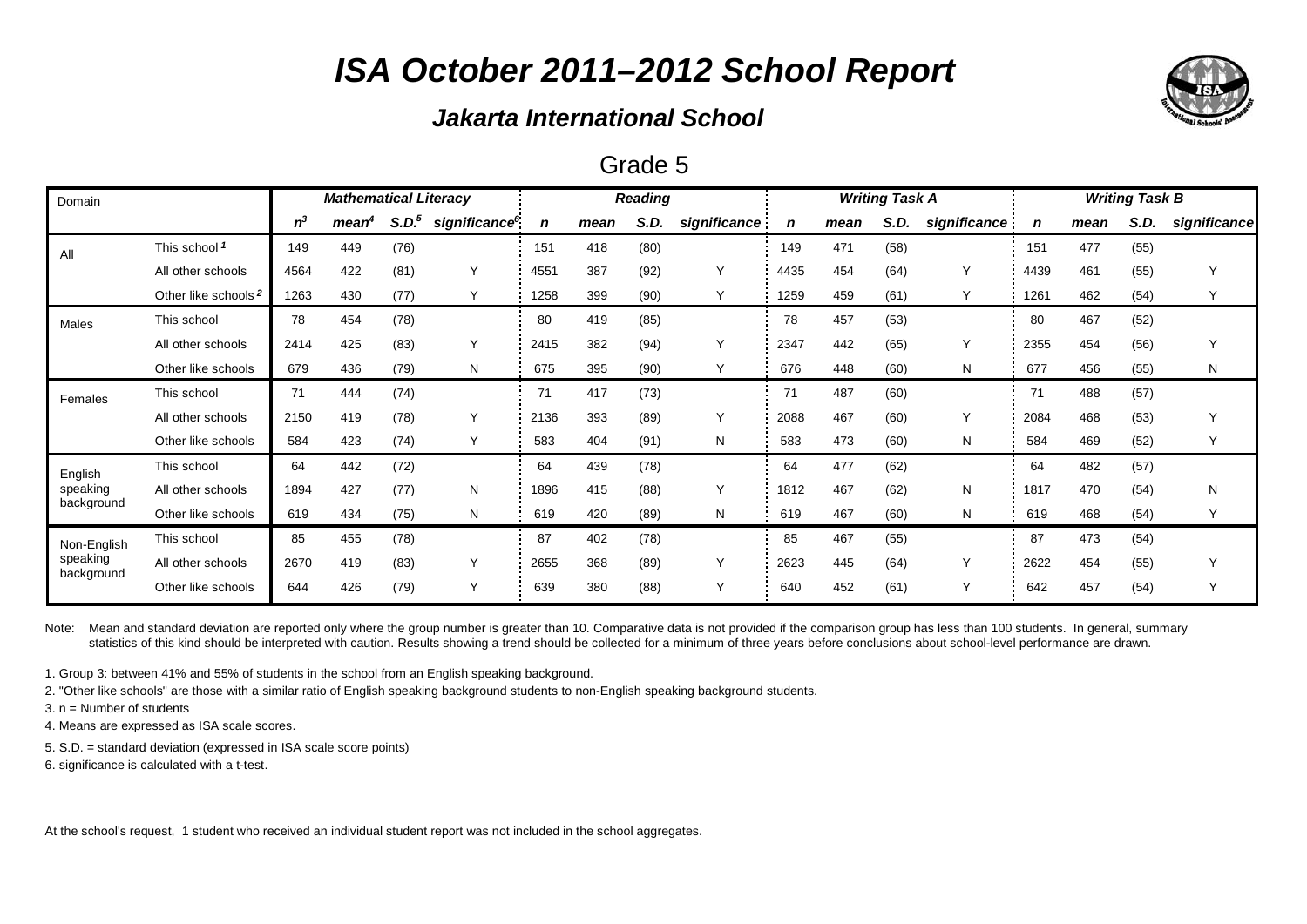# ISA October 2011–2012 School Report

### Jakarta International School

## Grade 5

| Domain | | Mathematical Literacy | | | | Reading | | | | Writing Task A | | | | Writing Task B | | | |
|---|---|---|---|---|---|---|---|---|---|---|---|---|---|---|---|---|---|
| | | n[3] | mean[4] | S.D.[5] | significance[6] | n | mean | S.D. | significance | n | mean | S.D. | significance | n | mean | S.D. | significance |
| All | This school [1] | 149 | 449 | (76) | | 151 | 418 | (80) | | 149 | 471 | (58) | | 151 | 477 | (55) | |
| | All other schools | 4564 | 422 | (81) | Y | 4551 | 387 | (92) | Y | 4435 | 454 | (64) | Y | 4439 | 461 | (55) | Y |
| | Other like schools [2] | 1263 | 430 | (77) | Y | 1258 | 399 | (90) | Y | 1259 | 459 | (61) | Y | 1261 | 462 | (54) | Y |
| Males | This school | 78 | 454 | (78) | | 80 | 419 | (85) | | 78 | 457 | (53) | | 80 | 467 | (52) | |
| | All other schools | 2414 | 425 | (83) | Y | 2415 | 382 | (94) | Y | 2347 | 442 | (65) | Y | 2355 | 454 | (56) | Y |
| | Other like schools | 679 | 436 | (79) | N | 675 | 395 | (90) | Y | 676 | 448 | (60) | N | 677 | 456 | (55) | N |
| Females | This school | 71 | 444 | (74) | | 71 | 417 | (73) | | 71 | 487 | (60) | | 71 | 488 | (57) | |
| | All other schools | 2150 | 419 | (78) | Y | 2136 | 393 | (89) | Y | 2088 | 467 | (60) | Y | 2084 | 468 | (53) | Y |
| | Other like schools | 584 | 423 | (74) | Y | 583 | 404 | (91) | N | 583 | 473 | (60) | N | 584 | 469 | (52) | Y |
| English speaking background | This school | 64 | 442 | (72) | | 64 | 439 | (78) | | 64 | 477 | (62) | | 64 | 482 | (57) | |
| | All other schools | 1894 | 427 | (77) | N | 1896 | 415 | (88) | Y | 1812 | 467 | (62) | N | 1817 | 470 | (54) | N |
| | Other like schools | 619 | 434 | (75) | N | 619 | 420 | (89) | N | 619 | 467 | (60) | N | 619 | 468 | (54) | Y |
| Non-English speaking background | This school | 85 | 455 | (78) | | 87 | 402 | (78) | | 85 | 467 | (55) | | 87 | 473 | (54) | |
| | All other schools | 2670 | 419 | (83) | Y | 2655 | 368 | (89) | Y | 2623 | 445 | (64) | Y | 2622 | 454 | (55) | Y |
| | Other like schools | 644 | 426 | (79) | Y | 639 | 380 | (88) | Y | 640 | 452 | (61) | Y | 642 | 457 | (54) | Y |

Note: Mean and standard deviation are reported only where the group number is greater than 10. Comparative data is not provided if the comparison group has less than 100 students. In general, summary statistics of this kind should be interpreted with caution. Results showing a trend should be collected for a minimum of three years before conclusions about school-level performance are drawn.

1. Group 3: between 41% and 55% of students in the school from an English speaking background.
2. "Other like schools" are those with a similar ratio of English speaking background students to non-English speaking background students.
3. n = Number of students
4. Means are expressed as ISA scale scores.
5. S.D. = standard deviation (expressed in ISA scale score points)
6. significance is calculated with a t-test.

At the school's request, 1 student who received an individual student report was not included in the school aggregates.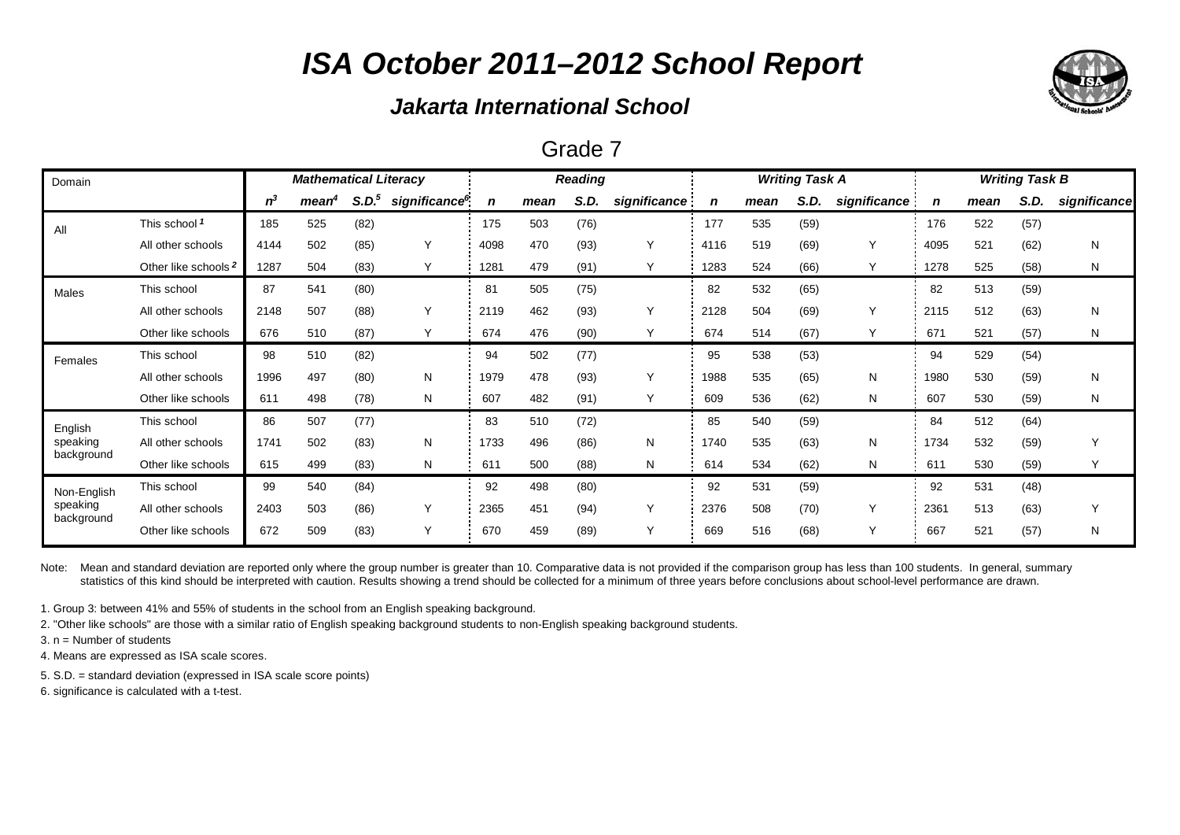# ISA October 2011–2012 School Report

### Jakarta International School

## Grade 7

| Domain | | Mathematical Literacy | | | | Reading | | | | Writing Task A | | | | Writing Task B | | | |
|---|---|---|---|---|---|---|---|---|---|---|---|---|---|---|---|---|---|
| | | n[3] | mean[4] | S.D.[5] | significance[6] | n | mean | S.D. | significance | n | mean | S.D. | significance | n | mean | S.D. | significance |
| All | This school [1] | 185 | 525 | (82) | | 175 | 503 | (76) | | 177 | 535 | (59) | | 176 | 522 | (57) | |
| | All other schools | 4144 | 502 | (85) | Y | 4098 | 470 | (93) | Y | 4116 | 519 | (69) | Y | 4095 | 521 | (62) | N |
| | Other like schools [2] | 1287 | 504 | (83) | Y | 1281 | 479 | (91) | Y | 1283 | 524 | (66) | Y | 1278 | 525 | (58) | N |
| Males | This school | 87 | 541 | (80) | | 81 | 505 | (75) | | 82 | 532 | (65) | | 82 | 513 | (59) | |
| | All other schools | 2148 | 507 | (88) | Y | 2119 | 462 | (93) | Y | 2128 | 504 | (69) | Y | 2115 | 512 | (63) | N |
| | Other like schools | 676 | 510 | (87) | Y | 674 | 476 | (90) | Y | 674 | 514 | (67) | Y | 671 | 521 | (57) | N |
| Females | This school | 98 | 510 | (82) | | 94 | 502 | (77) | | 95 | 538 | (53) | | 94 | 529 | (54) | |
| | All other schools | 1996 | 497 | (80) | N | 1979 | 478 | (93) | Y | 1988 | 535 | (65) | N | 1980 | 530 | (59) | N |
| | Other like schools | 611 | 498 | (78) | N | 607 | 482 | (91) | Y | 609 | 536 | (62) | N | 607 | 530 | (59) | N |
| English speaking background | This school | 86 | 507 | (77) | | 83 | 510 | (72) | | 85 | 540 | (59) | | 84 | 512 | (64) | |
| | All other schools | 1741 | 502 | (83) | N | 1733 | 496 | (86) | N | 1740 | 535 | (63) | N | 1734 | 532 | (59) | Y |
| | Other like schools | 615 | 499 | (83) | N | 611 | 500 | (88) | N | 614 | 534 | (62) | N | 611 | 530 | (59) | Y |
| Non-English speaking background | This school | 99 | 540 | (84) | | 92 | 498 | (80) | | 92 | 531 | (59) | | 92 | 531 | (48) | |
| | All other schools | 2403 | 503 | (86) | Y | 2365 | 451 | (94) | Y | 2376 | 508 | (70) | Y | 2361 | 513 | (63) | Y |
| | Other like schools | 672 | 509 | (83) | Y | 670 | 459 | (89) | Y | 669 | 516 | (68) | Y | 667 | 521 | (57) | N |

Note: Mean and standard deviation are reported only where the group number is greater than 10. Comparative data is not provided if the comparison group has less than 100 students. In general, summary statistics of this kind should be interpreted with caution. Results showing a trend should be collected for a minimum of three years before conclusions about school-level performance are drawn.

1. Group 3: between 41% and 55% of students in the school from an English speaking background.
2. "Other like schools" are those with a similar ratio of English speaking background students to non-English speaking background students.
3. n = Number of students
4. Means are expressed as ISA scale scores.
5. S.D. = standard deviation (expressed in ISA scale score points)
6. significance is calculated with a t-test.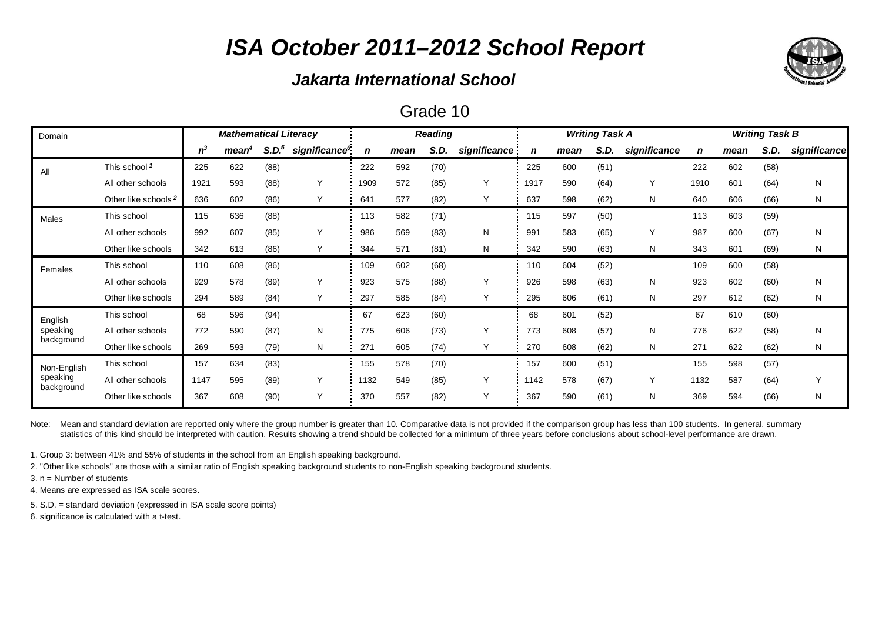# ISA October 2011–2012 School Report

### Jakarta International School

## Grade 10

| Domain | | Mathematical Literacy | | | | Reading | | | | Writing Task A | | | | Writing Task B | | | |
|---|---|---|---|---|---|---|---|---|---|---|---|---|---|---|---|---|---|
| | | n[3] | mean[4] | S.D.[5] | significance[6] | n | mean | S.D. | significance | n | mean | S.D. | significance | n | mean | S.D. | significance |
| All | This school [1] | 225 | 622 | (88) | | 222 | 592 | (70) | | 225 | 600 | (51) | | 222 | 602 | (58) | |
| | All other schools | 1921 | 593 | (88) | Y | 1909 | 572 | (85) | Y | 1917 | 590 | (64) | Y | 1910 | 601 | (64) | N |
| | Other like schools [2] | 636 | 602 | (86) | Y | 641 | 577 | (82) | Y | 637 | 598 | (62) | N | 640 | 606 | (66) | N |
| Males | This school | 115 | 636 | (88) | | 113 | 582 | (71) | | 115 | 597 | (50) | | 113 | 603 | (59) | |
| | All other schools | 992 | 607 | (85) | Y | 986 | 569 | (83) | N | 991 | 583 | (65) | Y | 987 | 600 | (67) | N |
| | Other like schools | 342 | 613 | (86) | Y | 344 | 571 | (81) | N | 342 | 590 | (63) | N | 343 | 601 | (69) | N |
| Females | This school | 110 | 608 | (86) | | 109 | 602 | (68) | | 110 | 604 | (52) | | 109 | 600 | (58) | |
| | All other schools | 929 | 578 | (89) | Y | 923 | 575 | (88) | Y | 926 | 598 | (63) | N | 923 | 602 | (60) | N |
| | Other like schools | 294 | 589 | (84) | Y | 297 | 585 | (84) | Y | 295 | 606 | (61) | N | 297 | 612 | (62) | N |
| English speaking background | This school | 68 | 596 | (94) | | 67 | 623 | (60) | | 68 | 601 | (52) | | 67 | 610 | (60) | |
| | All other schools | 772 | 590 | (87) | N | 775 | 606 | (73) | Y | 773 | 608 | (57) | N | 776 | 622 | (58) | N |
| | Other like schools | 269 | 593 | (79) | N | 271 | 605 | (74) | Y | 270 | 608 | (62) | N | 271 | 622 | (62) | N |
| Non-English speaking background | This school | 157 | 634 | (83) | | 155 | 578 | (70) | | 157 | 600 | (51) | | 155 | 598 | (57) | |
| | All other schools | 1147 | 595 | (89) | Y | 1132 | 549 | (85) | Y | 1142 | 578 | (67) | Y | 1132 | 587 | (64) | Y |
| | Other like schools | 367 | 608 | (90) | Y | 370 | 557 | (82) | Y | 367 | 590 | (61) | N | 369 | 594 | (66) | N |

Note: Mean and standard deviation are reported only where the group number is greater than 10. Comparative data is not provided if the comparison group has less than 100 students. In general, summary statistics of this kind should be interpreted with caution. Results showing a trend should be collected for a minimum of three years before conclusions about school-level performance are drawn.

1. Group 3: between 41% and 55% of students in the school from an English speaking background.
2. "Other like schools" are those with a similar ratio of English speaking background students to non-English speaking background students.
3. n = Number of students
4. Means are expressed as ISA scale scores.
5. S.D. = standard deviation (expressed in ISA scale score points)
6. significance is calculated with a t-test.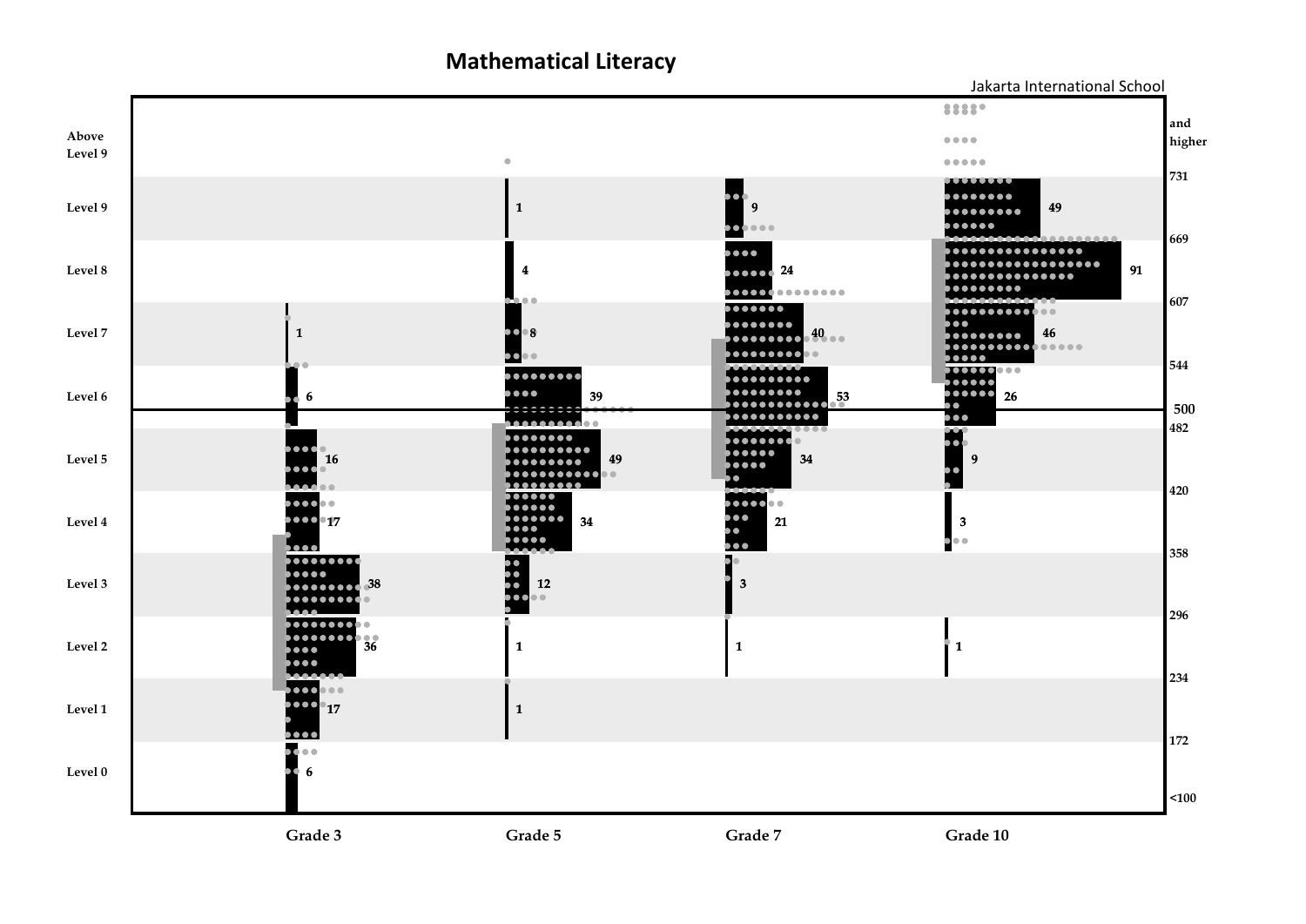# Mathematical Literacy

Jakarta International School

| Level | Scale | Grade 3 | Grade 5 | Grade 7 | Grade 10 |
|---|---|---|---|---|---|
| Above Level 9 | 731 and higher | | | | |
| Level 9 | 669–731 | | 1 | 9 | 49 |
| Level 8 | 607–669 | | 4 | 24 | 91 |
| Level 7 | 544–607 | 1 | 8 | 40 | 46 |
| Level 6 | 482–544 | 6 | 39 | 53 | 26 |
| Level 5 | 420–482 | 16 | 49 | 34 | 9 |
| Level 4 | 358–420 | 17 | 34 | 21 | 3 |
| Level 3 | 296–358 | 38 | 12 | 3 | |
| Level 2 | 234–296 | 36 | 1 | 1 | 1 |
| Level 1 | 172–234 | 17 | 1 | | |
| Level 0 | <100–172 | 6 | | | |

500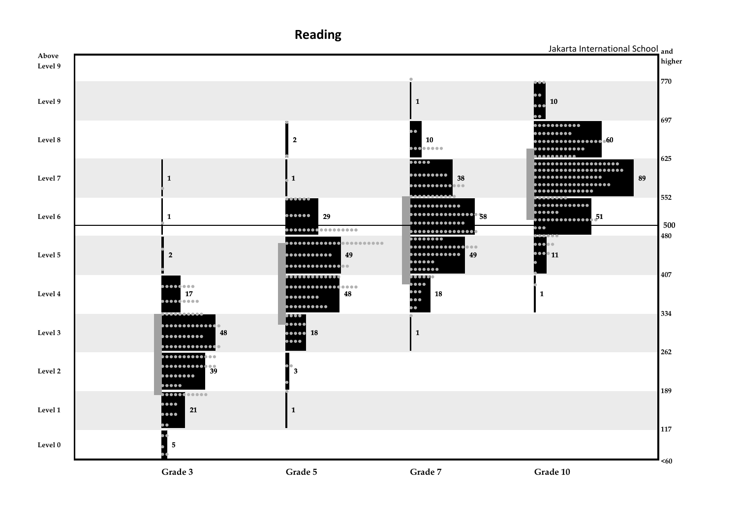# Reading

Jakarta International School

| Level | Scale | Grade 3 | Grade 5 | Grade 7 | Grade 10 |
|---|---|---|---|---|---|
| Above Level 9 | 770 and higher | | | | |
| Level 9 | 697–770 | | | 1 | 10 |
| Level 8 | 625–697 | | 2 | 10 | 60 |
| Level 7 | 552–625 | 1 | 1 | 38 | 89 |
| Level 6 | 480–552 | 1 | 29 | 58 | 51 |
| Level 5 | 407–480 | 2 | 49 | 49 | 11 |
| Level 4 | 334–407 | 17 | 48 | 18 | 1 |
| Level 3 | 262–334 | 48 | 18 | 1 | |
| Level 2 | 189–262 | 39 | 3 | | |
| Level 1 | 117–189 | 21 | 1 | | |
| Level 0 | <60–117 | 5 | | | |

Reference line: 500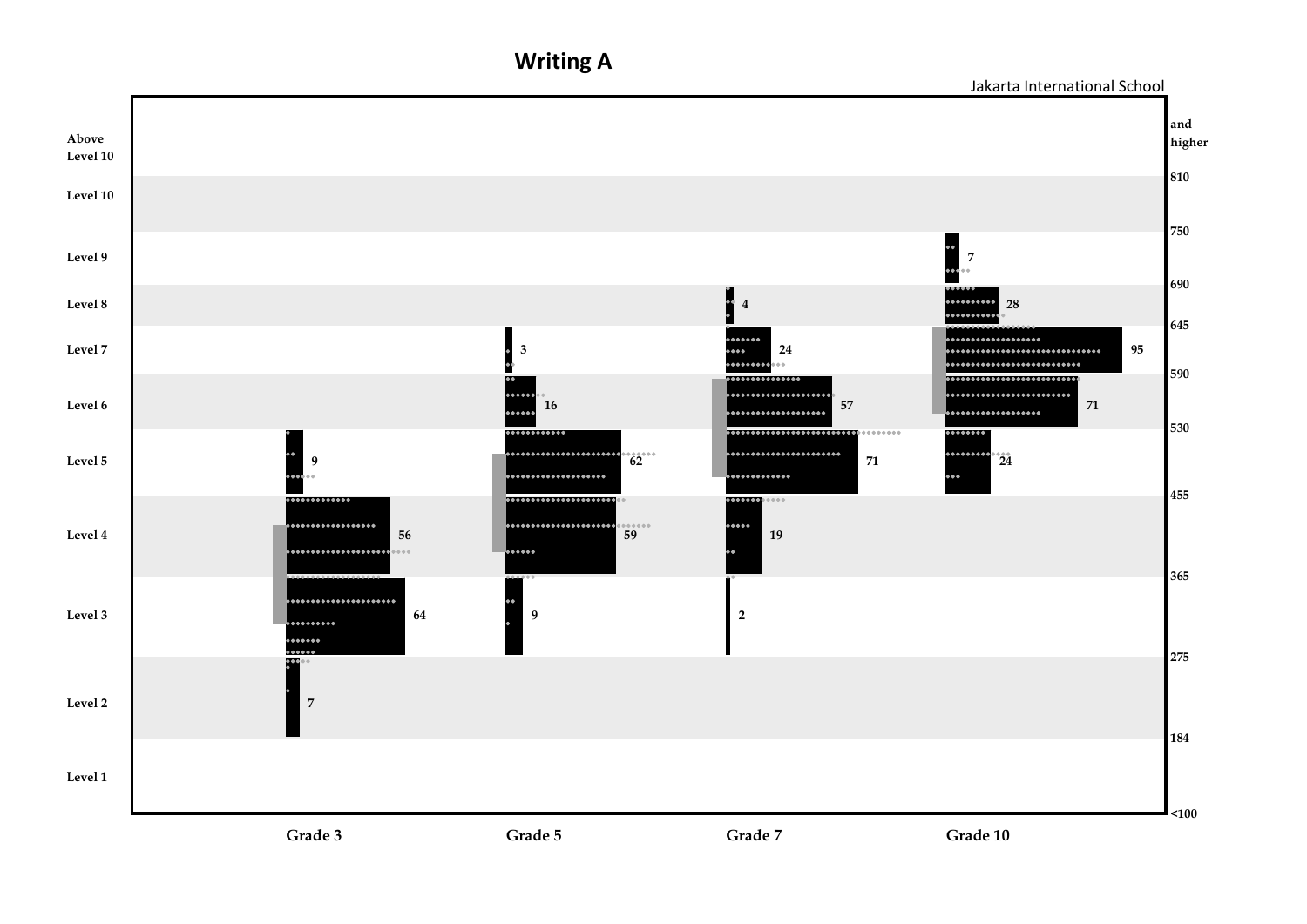# Writing A

Jakarta International School

| Level | Score range | Grade 3 | Grade 5 | Grade 7 | Grade 10 |
|---|---|---|---|---|---|
| Above Level 10 | 810 and higher | | | | |
| Level 10 | 750–810 | | | | |
| Level 9 | 690–750 | | | | 7 |
| Level 8 | 645–690 | | | 4 | 28 |
| Level 7 | 590–645 | | 3 | 24 | 95 |
| Level 6 | 530–590 | | 16 | 57 | 71 |
| Level 5 | 455–530 | 9 | 62 | 71 | 24 |
| Level 4 | 365–455 | 56 | 59 | 19 | |
| Level 3 | 275–365 | 64 | 9 | 2 | |
| Level 2 | 184–275 | 7 | | | |
| Level 1 | <100–184 | | | | |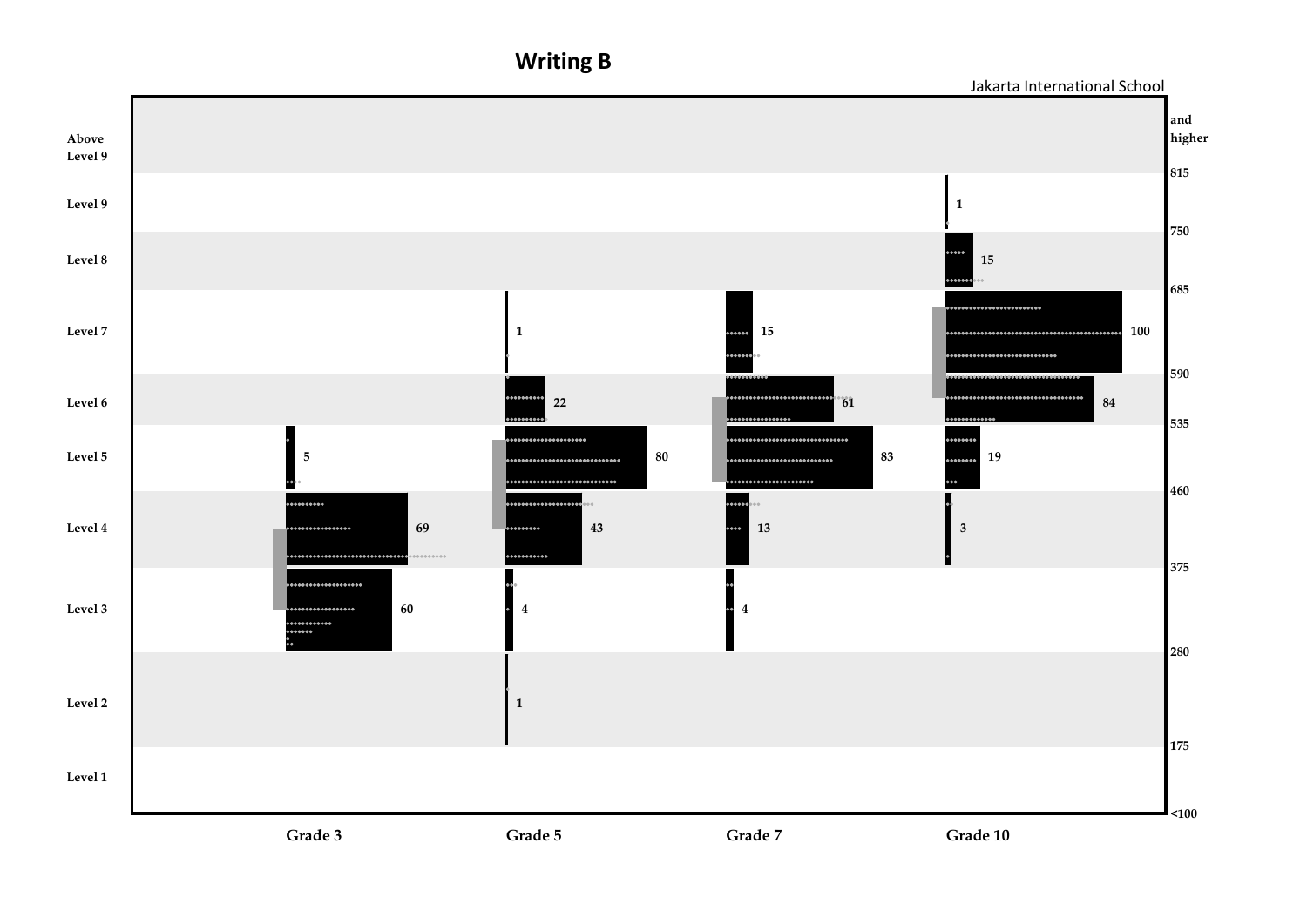# Writing B

Jakarta International School

Above Level 9

Level 9

Level 8

Level 7

Level 6

Level 5

Level 4

Level 3

Level 2

Level 1

and higher

815

750

685

590

535

460

375

280

175

<100

Grade 3

5

69

60

Grade 5

1

22

80

43

4

1

Grade 7

15

61

83

13

4

Grade 10

1

15

100

84

19

3